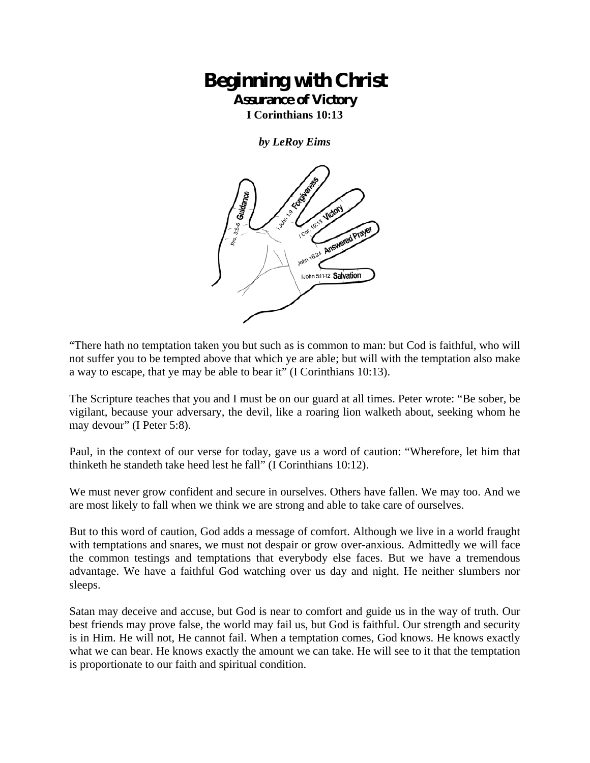# Beginning with Christ

## Assurance of Victory

**I Corinthians 10:13**

***by LeRoy Eims***

“There hath no temptation taken you but such as is common to man: but Cod is faithful, who will not suffer you to be tempted above that which ye are able; but will with the temptation also make a way to escape, that ye may be able to bear it” (I Corinthians 10:13).

The Scripture teaches that you and I must be on our guard at all times. Peter wrote: “Be sober, be vigilant, because your adversary, the devil, like a roaring lion walketh about, seeking whom he may devour” (I Peter 5:8).

Paul, in the context of our verse for today, gave us a word of caution: “Wherefore, let him that thinketh he standeth take heed lest he fall” (I Corinthians 10:12).

We must never grow confident and secure in ourselves. Others have fallen. We may too. And we are most likely to fall when we think we are strong and able to take care of ourselves.

But to this word of caution, God adds a message of comfort. Although we live in a world fraught with temptations and snares, we must not despair or grow over-anxious. Admittedly we will face the common testings and temptations that everybody else faces. But we have a tremendous advantage. We have a faithful God watching over us day and night. He neither slumbers nor sleeps.

Satan may deceive and accuse, but God is near to comfort and guide us in the way of truth. Our best friends may prove false, the world may fail us, but God is faithful. Our strength and security is in Him. He will not, He cannot fail. When a temptation comes, God knows. He knows exactly what we can bear. He knows exactly the amount we can take. He will see to it that the temptation is proportionate to our faith and spiritual condition.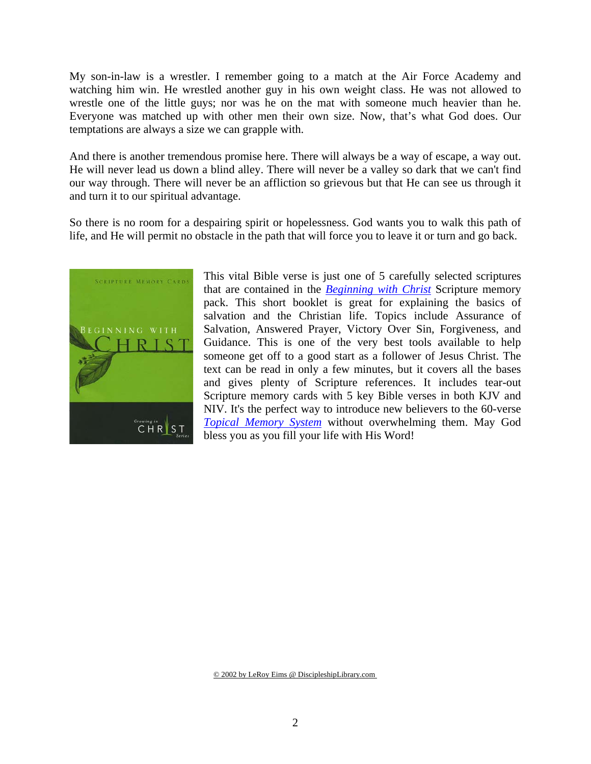My son-in-law is a wrestler. I remember going to a match at the Air Force Academy and watching him win. He wrestled another guy in his own weight class. He was not allowed to wrestle one of the little guys; nor was he on the mat with someone much heavier than he. Everyone was matched up with other men their own size. Now, that's what God does. Our temptations are always a size we can grapple with.

And there is another tremendous promise here. There will always be a way of escape, a way out. He will never lead us down a blind alley. There will never be a valley so dark that we can't find our way through. There will never be an affliction so grievous but that He can see us through it and turn it to our spiritual advantage.

So there is no room for a despairing spirit or hopelessness. God wants you to walk this path of life, and He will permit no obstacle in the path that will force you to leave it or turn and go back.

This vital Bible verse is just one of 5 carefully selected scriptures that are contained in the *Beginning with Christ* Scripture memory pack. This short booklet is great for explaining the basics of salvation and the Christian life. Topics include Assurance of Salvation, Answered Prayer, Victory Over Sin, Forgiveness, and Guidance. This is one of the very best tools available to help someone get off to a good start as a follower of Jesus Christ. The text can be read in only a few minutes, but it covers all the bases and gives plenty of Scripture references. It includes tear-out Scripture memory cards with 5 key Bible verses in both KJV and NIV. It's the perfect way to introduce new believers to the 60-verse *Topical Memory System* without overwhelming them. May God bless you as you fill your life with His Word!

© 2002 by LeRoy Eims @ DiscipleshipLibrary.com